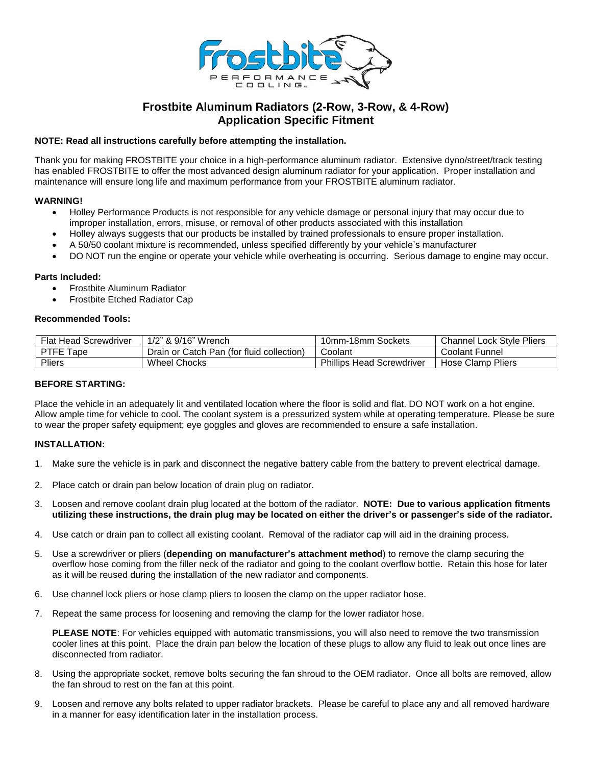# Frostbite Aluminum Radiators (2-Row, 3-Row, & 4-Row)
## Application Specific Fitment

**NOTE: Read all instructions carefully before attempting the installation.**

Thank you for making FROSTBITE your choice in a high-performance aluminum radiator. Extensive dyno/street/track testing has enabled FROSTBITE to offer the most advanced design aluminum radiator for your application. Proper installation and maintenance will ensure long life and maximum performance from your FROSTBITE aluminum radiator.

**WARNING!**

- Holley Performance Products is not responsible for any vehicle damage or personal injury that may occur due to improper installation, errors, misuse, or removal of other products associated with this installation
- Holley always suggests that our products be installed by trained professionals to ensure proper installation.
- A 50/50 coolant mixture is recommended, unless specified differently by your vehicle's manufacturer
- DO NOT run the engine or operate your vehicle while overheating is occurring. Serious damage to engine may occur.

**Parts Included:**

- Frostbite Aluminum Radiator
- Frostbite Etched Radiator Cap

**Recommended Tools:**

| Flat Head Screwdriver | 1/2" & 9/16" Wrench | 10mm-18mm Sockets | Channel Lock Style Pliers |
|---|---|---|---|
| PTFE Tape | Drain or Catch Pan (for fluid collection) | Coolant | Coolant Funnel |
| Pliers | Wheel Chocks | Phillips Head Screwdriver | Hose Clamp Pliers |

**BEFORE STARTING:**

Place the vehicle in an adequately lit and ventilated location where the floor is solid and flat. DO NOT work on a hot engine. Allow ample time for vehicle to cool. The coolant system is a pressurized system while at operating temperature. Please be sure to wear the proper safety equipment; eye goggles and gloves are recommended to ensure a safe installation.

**INSTALLATION:**

1. Make sure the vehicle is in park and disconnect the negative battery cable from the battery to prevent electrical damage.

2. Place catch or drain pan below location of drain plug on radiator.

3. Loosen and remove coolant drain plug located at the bottom of the radiator. **NOTE: Due to various application fitments utilizing these instructions, the drain plug may be located on either the driver's or passenger's side of the radiator.**

4. Use catch or drain pan to collect all existing coolant. Removal of the radiator cap will aid in the draining process.

5. Use a screwdriver or pliers (**depending on manufacturer's attachment method**) to remove the clamp securing the overflow hose coming from the filler neck of the radiator and going to the coolant overflow bottle. Retain this hose for later as it will be reused during the installation of the new radiator and components.

6. Use channel lock pliers or hose clamp pliers to loosen the clamp on the upper radiator hose.

7. Repeat the same process for loosening and removing the clamp for the lower radiator hose.

   **PLEASE NOTE**: For vehicles equipped with automatic transmissions, you will also need to remove the two transmission cooler lines at this point. Place the drain pan below the location of these plugs to allow any fluid to leak out once lines are disconnected from radiator.

8. Using the appropriate socket, remove bolts securing the fan shroud to the OEM radiator. Once all bolts are removed, allow the fan shroud to rest on the fan at this point.

9. Loosen and remove any bolts related to upper radiator brackets. Please be careful to place any and all removed hardware in a manner for easy identification later in the installation process.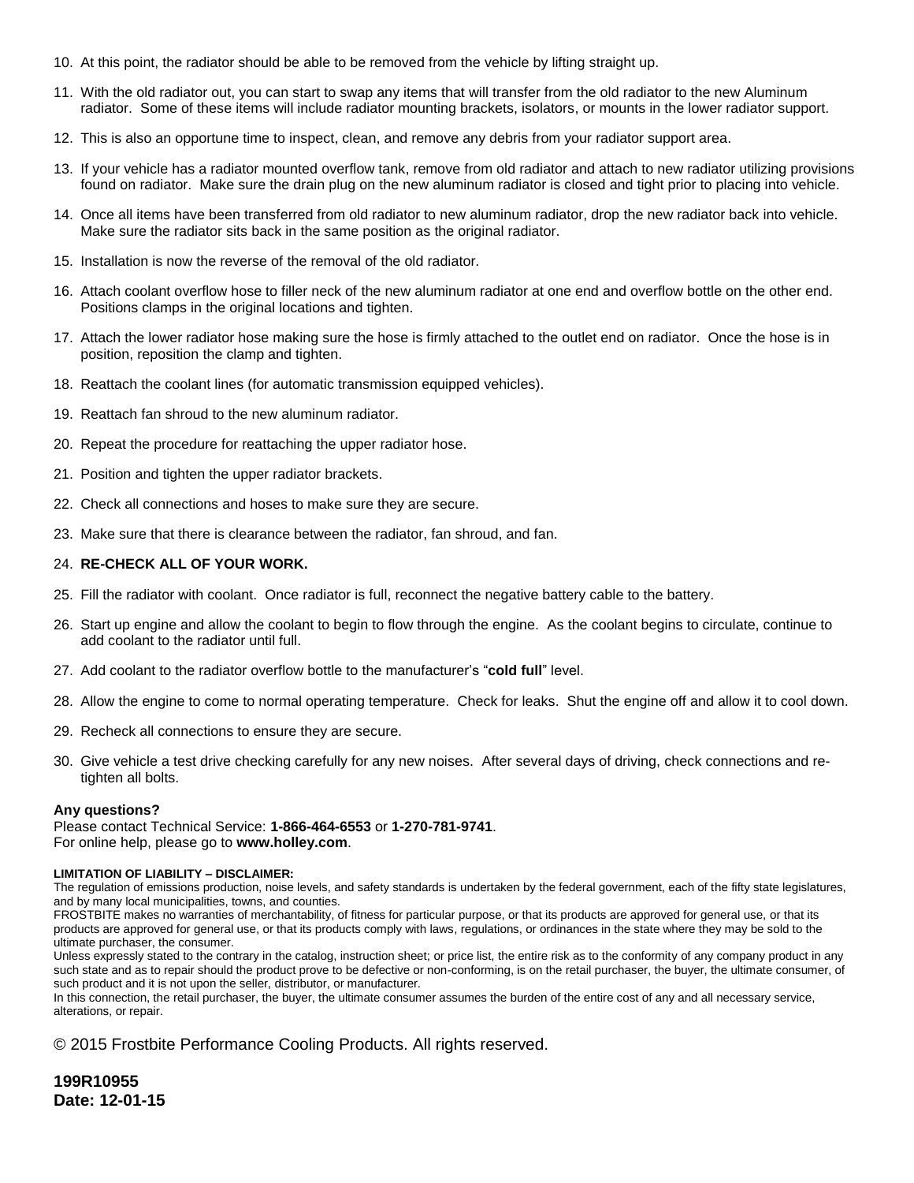10. At this point, the radiator should be able to be removed from the vehicle by lifting straight up.

11. With the old radiator out, you can start to swap any items that will transfer from the old radiator to the new Aluminum radiator. Some of these items will include radiator mounting brackets, isolators, or mounts in the lower radiator support.

12. This is also an opportune time to inspect, clean, and remove any debris from your radiator support area.

13. If your vehicle has a radiator mounted overflow tank, remove from old radiator and attach to new radiator utilizing provisions found on radiator. Make sure the drain plug on the new aluminum radiator is closed and tight prior to placing into vehicle.

14. Once all items have been transferred from old radiator to new aluminum radiator, drop the new radiator back into vehicle. Make sure the radiator sits back in the same position as the original radiator.

15. Installation is now the reverse of the removal of the old radiator.

16. Attach coolant overflow hose to filler neck of the new aluminum radiator at one end and overflow bottle on the other end. Positions clamps in the original locations and tighten.

17. Attach the lower radiator hose making sure the hose is firmly attached to the outlet end on radiator. Once the hose is in position, reposition the clamp and tighten.

18. Reattach the coolant lines (for automatic transmission equipped vehicles).

19. Reattach fan shroud to the new aluminum radiator.

20. Repeat the procedure for reattaching the upper radiator hose.

21. Position and tighten the upper radiator brackets.

22. Check all connections and hoses to make sure they are secure.

23. Make sure that there is clearance between the radiator, fan shroud, and fan.

24. **RE-CHECK ALL OF YOUR WORK.**

25. Fill the radiator with coolant. Once radiator is full, reconnect the negative battery cable to the battery.

26. Start up engine and allow the coolant to begin to flow through the engine. As the coolant begins to circulate, continue to add coolant to the radiator until full.

27. Add coolant to the radiator overflow bottle to the manufacturer's "**cold full**" level.

28. Allow the engine to come to normal operating temperature. Check for leaks. Shut the engine off and allow it to cool down.

29. Recheck all connections to ensure they are secure.

30. Give vehicle a test drive checking carefully for any new noises. After several days of driving, check connections and re-tighten all bolts.

**Any questions?**
Please contact Technical Service: **1-866-464-6553** or **1-270-781-9741**.
For online help, please go to **www.holley.com**.

**LIMITATION OF LIABILITY – DISCLAIMER:**
The regulation of emissions production, noise levels, and safety standards is undertaken by the federal government, each of the fifty state legislatures, and by many local municipalities, towns, and counties.
FROSTBITE makes no warranties of merchantability, of fitness for particular purpose, or that its products are approved for general use, or that its products are approved for general use, or that its products comply with laws, regulations, or ordinances in the state where they may be sold to the ultimate purchaser, the consumer.
Unless expressly stated to the contrary in the catalog, instruction sheet; or price list, the entire risk as to the conformity of any company product in any such state and as to repair should the product prove to be defective or non-conforming, is on the retail purchaser, the buyer, the ultimate consumer, of such product and it is not upon the seller, distributor, or manufacturer.
In this connection, the retail purchaser, the buyer, the ultimate consumer assumes the burden of the entire cost of any and all necessary service, alterations, or repair.

© 2015 Frostbite Performance Cooling Products. All rights reserved.

**199R10955**
**Date: 12-01-15**